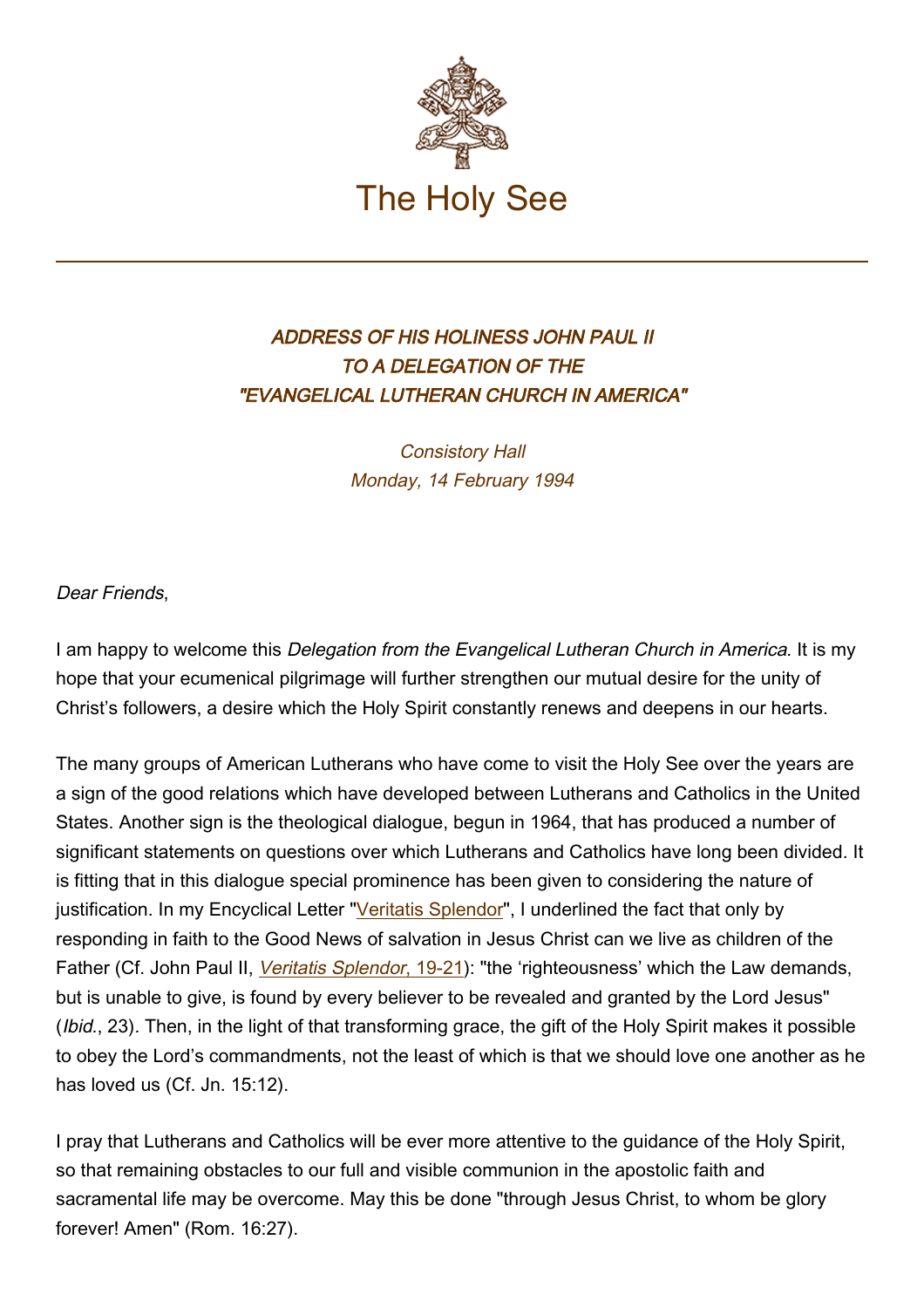The Holy See

## *ADDRESS OF HIS HOLINESS JOHN PAUL II TO A DELEGATION OF THE "EVANGELICAL LUTHERAN CHURCH IN AMERICA"*

*Consistory Hall*
*Monday, 14 February 1994*

*Dear Friends*,

I am happy to welcome this *Delegation from the Evangelical Lutheran Church in America*. It is my hope that your ecumenical pilgrimage will further strengthen our mutual desire for the unity of Christ's followers, a desire which the Holy Spirit constantly renews and deepens in our hearts.

The many groups of American Lutherans who have come to visit the Holy See over the years are a sign of the good relations which have developed between Lutherans and Catholics in the United States. Another sign is the theological dialogue, begun in 1964, that has produced a number of significant statements on questions over which Lutherans and Catholics have long been divided. It is fitting that in this dialogue special prominence has been given to considering the nature of justification. In my Encyclical Letter "Veritatis Splendor", I underlined the fact that only by responding in faith to the Good News of salvation in Jesus Christ can we live as children of the Father (Cf. John Paul II, *Veritatis Splendor*, 19-21): "the 'righteousness' which the Law demands, but is unable to give, is found by every believer to be revealed and granted by the Lord Jesus" (*Ibid*., 23). Then, in the light of that transforming grace, the gift of the Holy Spirit makes it possible to obey the Lord's commandments, not the least of which is that we should love one another as he has loved us (Cf. Jn. 15:12).

I pray that Lutherans and Catholics will be ever more attentive to the guidance of the Holy Spirit, so that remaining obstacles to our full and visible communion in the apostolic faith and sacramental life may be overcome. May this be done "through Jesus Christ, to whom be glory forever! Amen" (Rom. 16:27).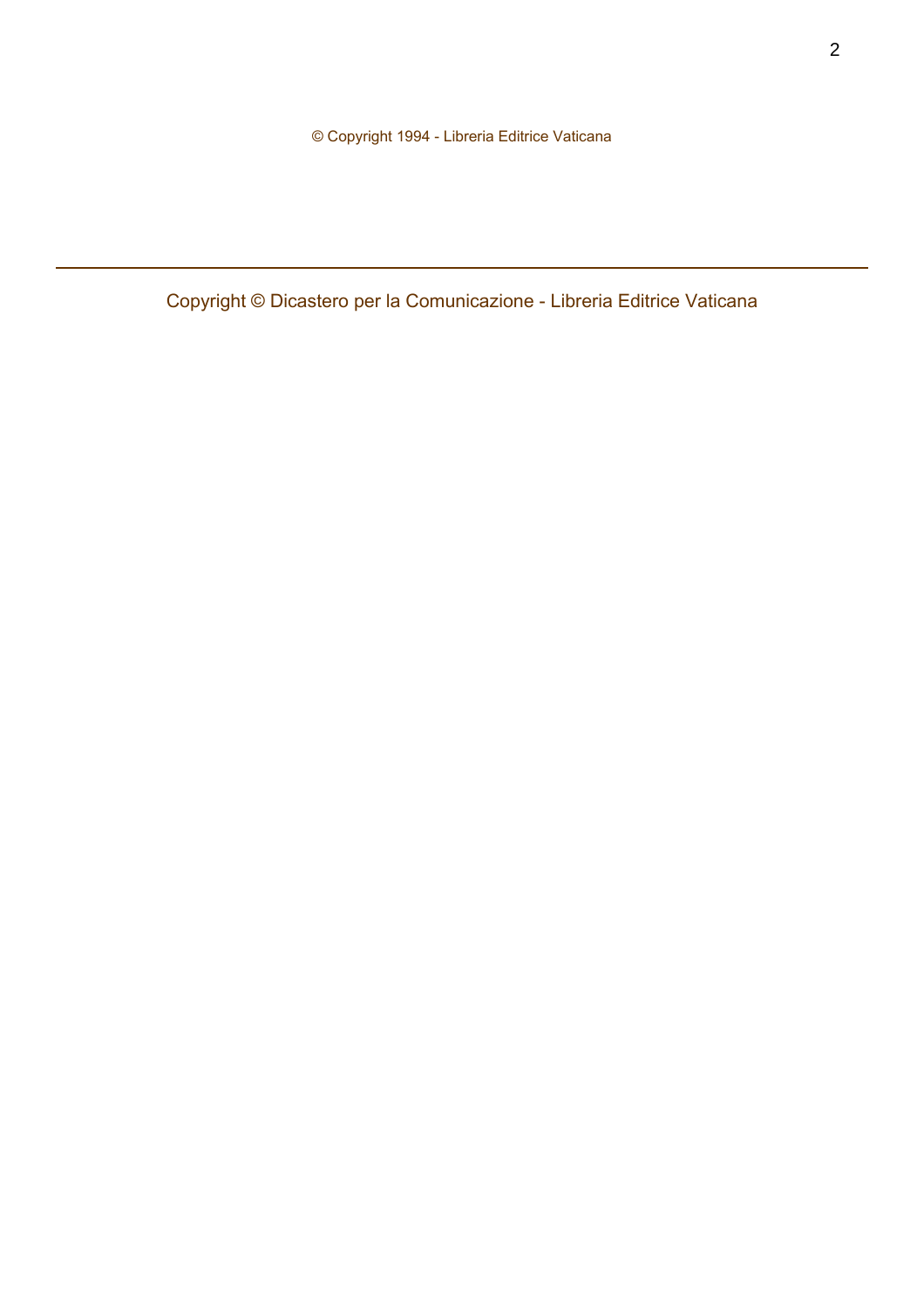© Copyright 1994 - Libreria Editrice Vaticana

---

Copyright © Dicastero per la Comunicazione - Libreria Editrice Vaticana